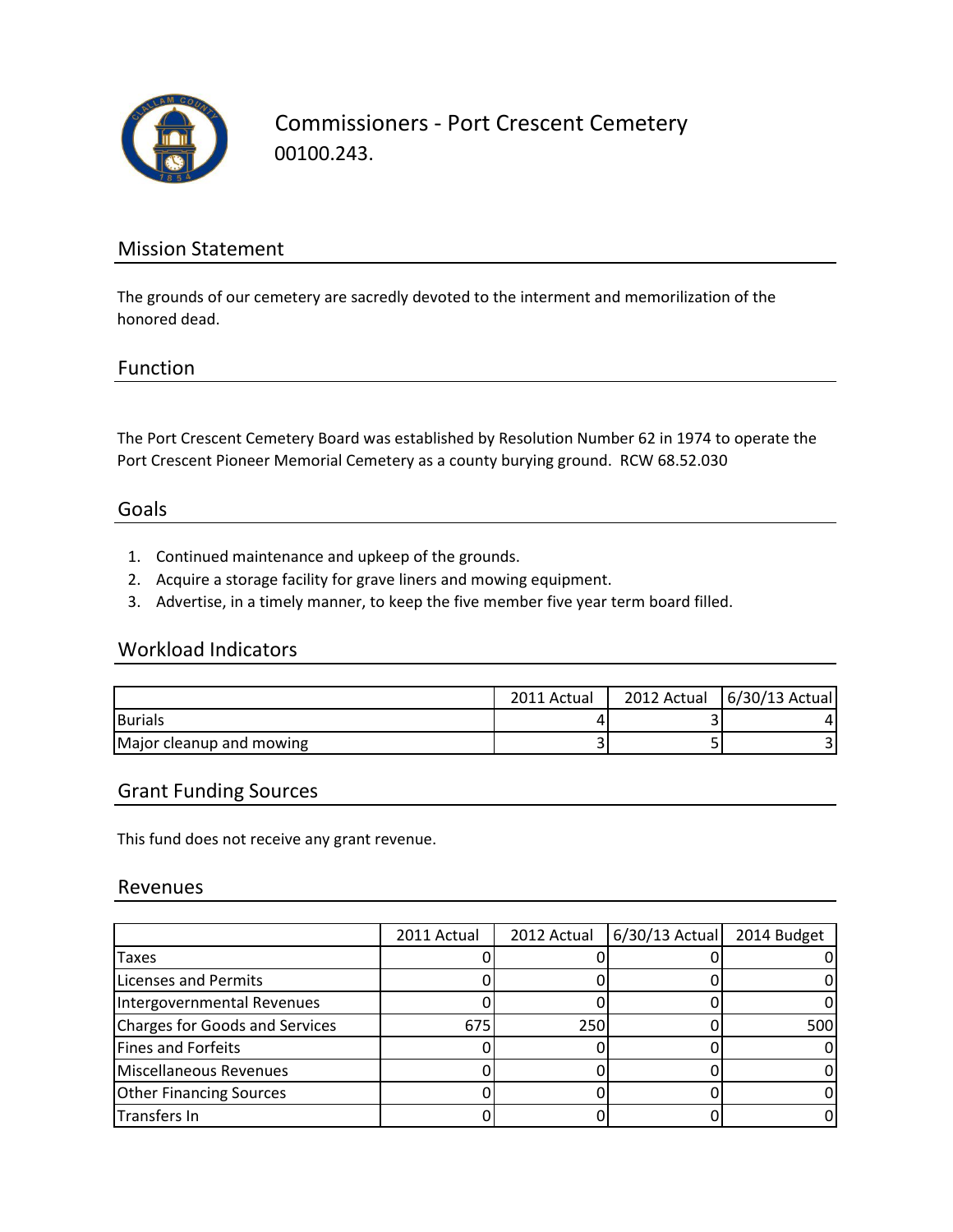# Commissioners - Port Crescent Cemetery

00100.243.

## Mission Statement

The grounds of our cemetery are sacredly devoted to the interment and memorilization of the honored dead.

## Function

The Port Crescent Cemetery Board was established by Resolution Number 62 in 1974 to operate the Port Crescent Pioneer Memorial Cemetery as a county burying ground. RCW 68.52.030

## Goals

1. Continued maintenance and upkeep of the grounds.
2. Acquire a storage facility for grave liners and mowing equipment.
3. Advertise, in a timely manner, to keep the five member five year term board filled.

## Workload Indicators

| | 2011 Actual | 2012 Actual | 6/30/13 Actual |
|---|---|---|---|
| Burials | 4 | 3 | 4 |
| Major cleanup and mowing | 3 | 5 | 3 |

## Grant Funding Sources

This fund does not receive any grant revenue.

## Revenues

| | 2011 Actual | 2012 Actual | 6/30/13 Actual | 2014 Budget |
|---|---|---|---|---|
| Taxes | 0 | 0 | 0 | 0 |
| Licenses and Permits | 0 | 0 | 0 | 0 |
| Intergovernmental Revenues | 0 | 0 | 0 | 0 |
| Charges for Goods and Services | 675 | 250 | 0 | 500 |
| Fines and Forfeits | 0 | 0 | 0 | 0 |
| Miscellaneous Revenues | 0 | 0 | 0 | 0 |
| Other Financing Sources | 0 | 0 | 0 | 0 |
| Transfers In | 0 | 0 | 0 | 0 |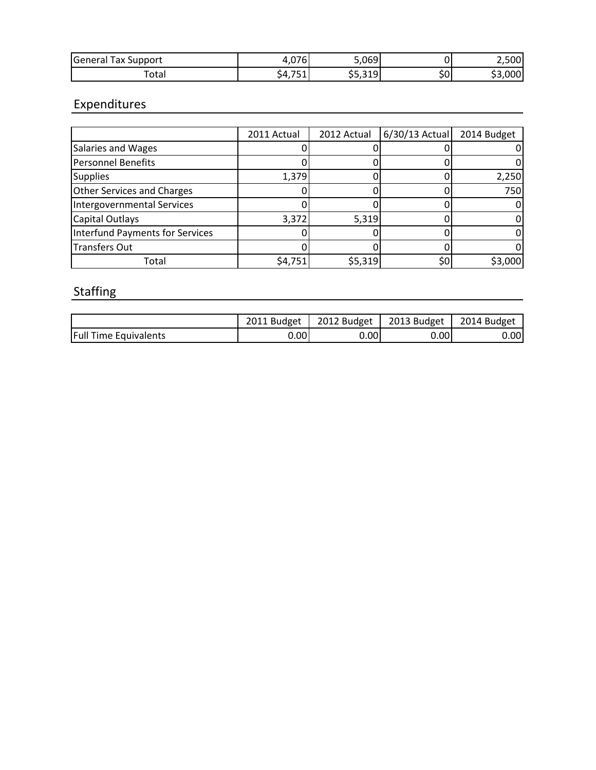| | | | | |
|---|---|---|---|---|
| General Tax Support | 4,076 | 5,069 | 0 | 2,500 |
| Total | $4,751 | $5,319 | $0 | $3,000 |

## Expenditures

| | 2011 Actual | 2012 Actual | 6/30/13 Actual | 2014 Budget |
|---|---|---|---|---|
| Salaries and Wages | 0 | 0 | 0 | 0 |
| Personnel Benefits | 0 | 0 | 0 | 0 |
| Supplies | 1,379 | 0 | 0 | 2,250 |
| Other Services and Charges | 0 | 0 | 0 | 750 |
| Intergovernmental Services | 0 | 0 | 0 | 0 |
| Capital Outlays | 3,372 | 5,319 | 0 | 0 |
| Interfund Payments for Services | 0 | 0 | 0 | 0 |
| Transfers Out | 0 | 0 | 0 | 0 |
| Total | $4,751 | $5,319 | $0 | $3,000 |

## Staffing

| | 2011 Budget | 2012 Budget | 2013 Budget | 2014 Budget |
|---|---|---|---|---|
| Full Time Equivalents | 0.00 | 0.00 | 0.00 | 0.00 |